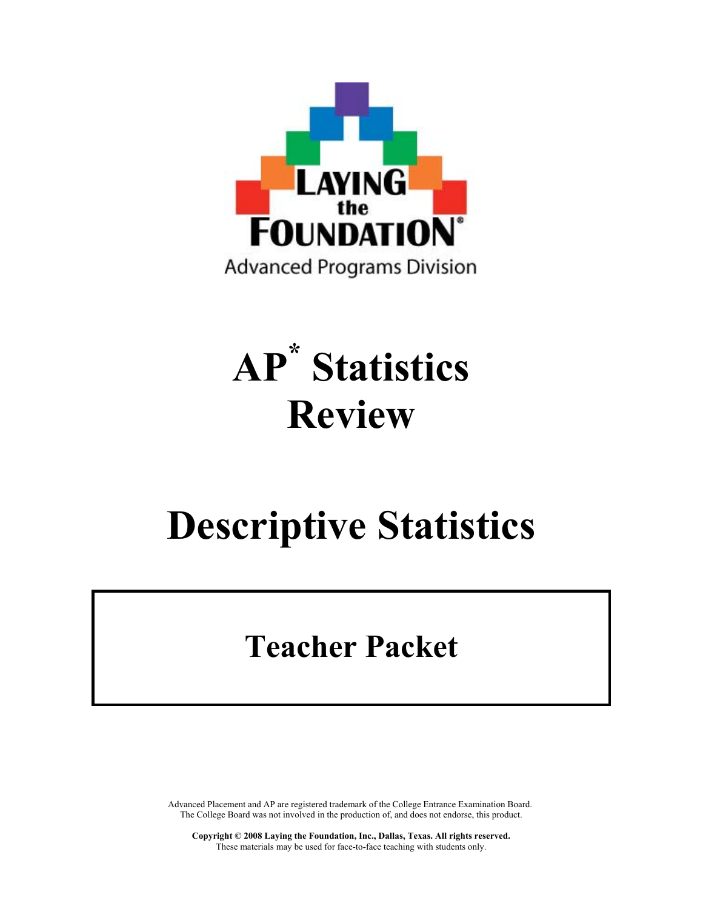LAYING the FOUNDATION®

Advanced Programs Division

# AP* Statistics Review

# Descriptive Statistics

## Teacher Packet

Advanced Placement and AP are registered trademark of the College Entrance Examination Board. The College Board was not involved in the production of, and does not endorse, this product.

**Copyright © 2008 Laying the Foundation, Inc., Dallas, Texas. All rights reserved.**
These materials may be used for face-to-face teaching with students only.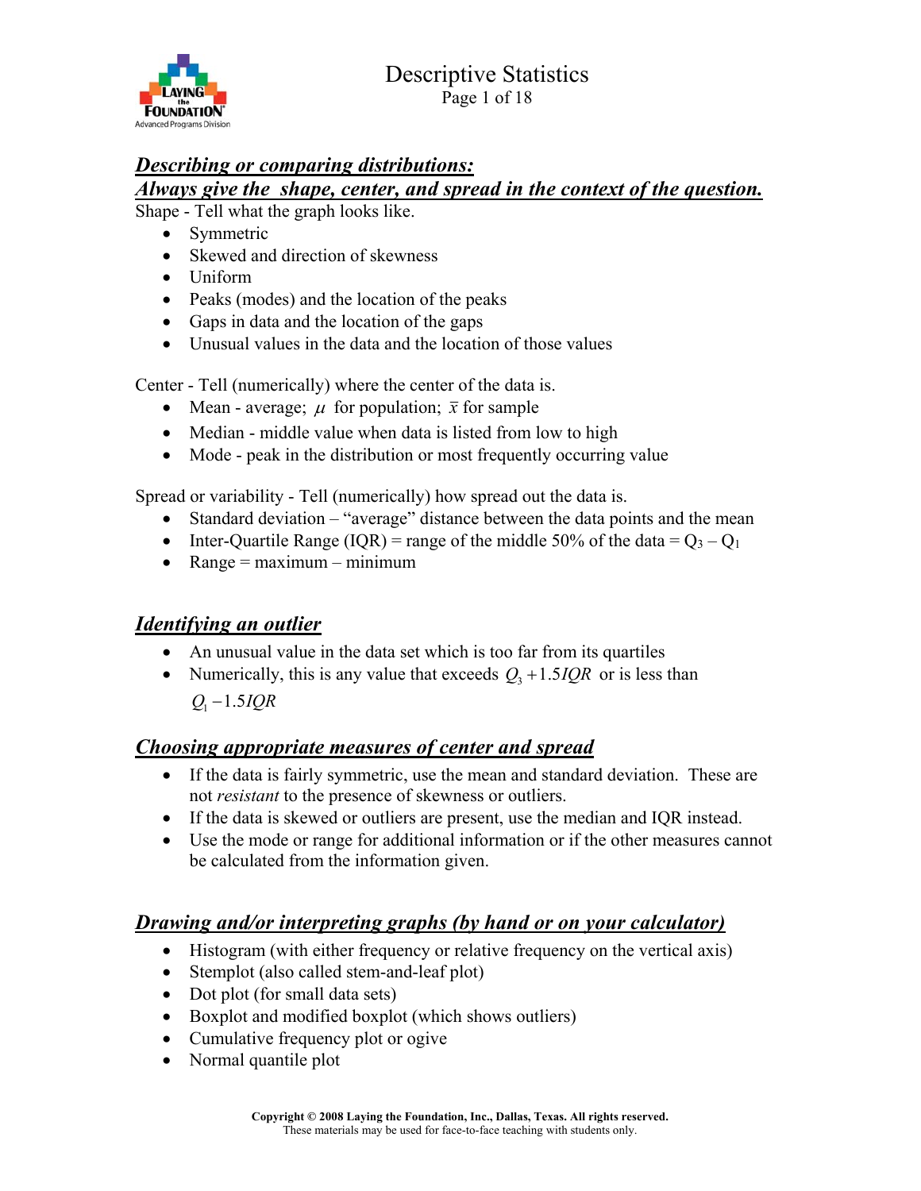## ***Describing or comparing distributions:***

## ***Always give the shape, center, and spread in the context of the question.***

Shape - Tell what the graph looks like.

- Symmetric
- Skewed and direction of skewness
- Uniform
- Peaks (modes) and the location of the peaks
- Gaps in data and the location of the gaps
- Unusual values in the data and the location of those values

Center - Tell (numerically) where the center of the data is.

- Mean - average; $\mu$ for population; $\bar{x}$ for sample
- Median - middle value when data is listed from low to high
- Mode - peak in the distribution or most frequently occurring value

Spread or variability - Tell (numerically) how spread out the data is.

- Standard deviation – "average" distance between the data points and the mean
- Inter-Quartile Range (IQR) = range of the middle 50% of the data = $Q_3 - Q_1$
- Range = maximum – minimum

## ***Identifying an outlier***

- An unusual value in the data set which is too far from its quartiles
- Numerically, this is any value that exceeds $Q_3 + 1.5IQR$ or is less than $Q_1 - 1.5IQR$

## ***Choosing appropriate measures of center and spread***

- If the data is fairly symmetric, use the mean and standard deviation. These are not *resistant* to the presence of skewness or outliers.
- If the data is skewed or outliers are present, use the median and IQR instead.
- Use the mode or range for additional information or if the other measures cannot be calculated from the information given.

## ***Drawing and/or interpreting graphs (by hand or on your calculator)***

- Histogram (with either frequency or relative frequency on the vertical axis)
- Stemplot (also called stem-and-leaf plot)
- Dot plot (for small data sets)
- Boxplot and modified boxplot (which shows outliers)
- Cumulative frequency plot or ogive
- Normal quantile plot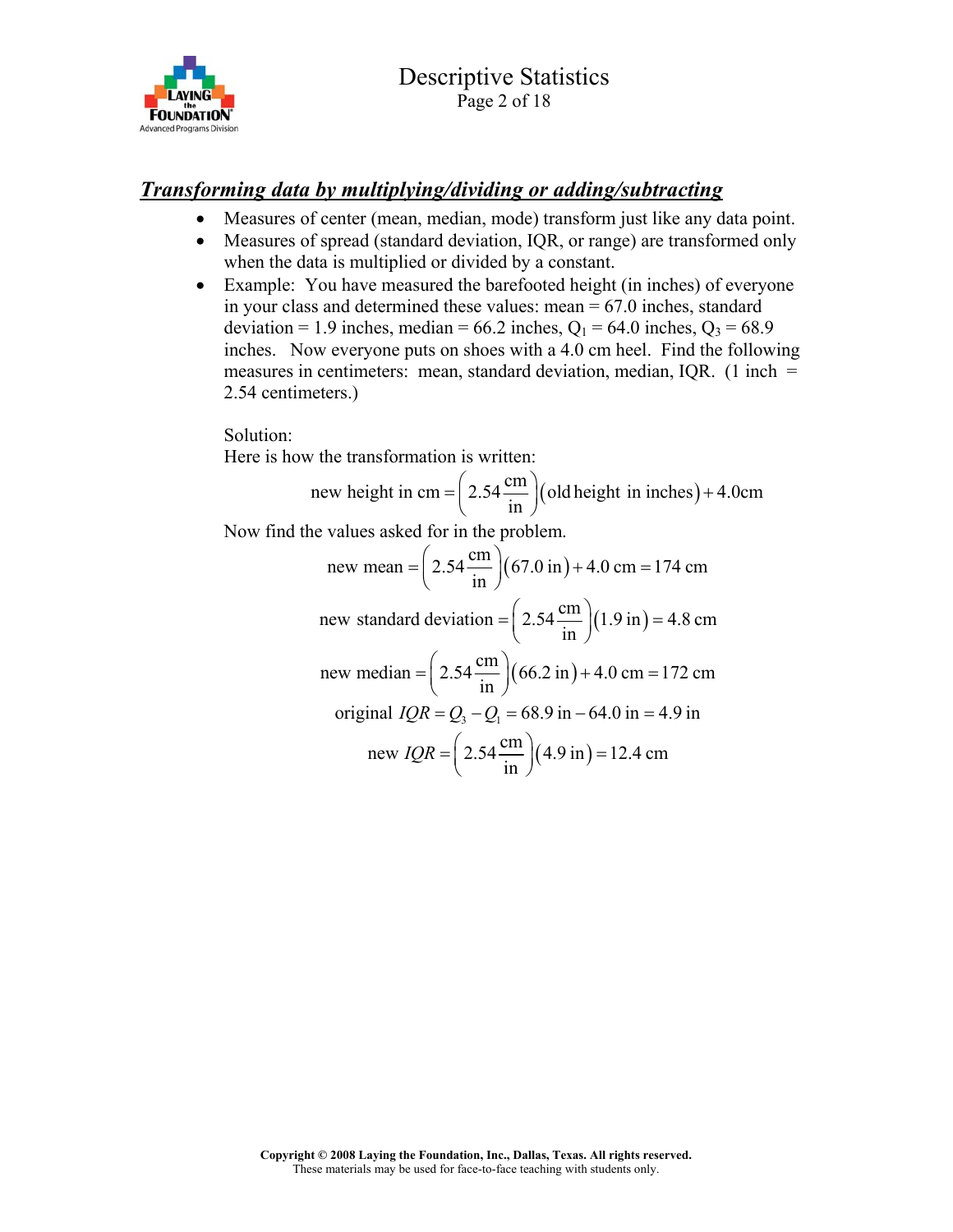## ***Transforming data by multiplying/dividing or adding/subtracting***

- Measures of center (mean, median, mode) transform just like any data point.
- Measures of spread (standard deviation, IQR, or range) are transformed only when the data is multiplied or divided by a constant.
- Example: You have measured the barefooted height (in inches) of everyone in your class and determined these values: mean = 67.0 inches, standard deviation = 1.9 inches, median = 66.2 inches, $Q_1$ = 64.0 inches, $Q_3$ = 68.9 inches. Now everyone puts on shoes with a 4.0 cm heel. Find the following measures in centimeters: mean, standard deviation, median, IQR. (1 inch = 2.54 centimeters.)

  Solution:
  Here is how the transformation is written:

  $$\text{new height in cm} = \left(2.54\frac{\text{cm}}{\text{in}}\right)(\text{old height in inches}) + 4.0\text{cm}$$

  Now find the values asked for in the problem.

  $$\text{new mean} = \left(2.54\frac{\text{cm}}{\text{in}}\right)(67.0\text{ in}) + 4.0\text{ cm} = 174\text{ cm}$$

  $$\text{new standard deviation} = \left(2.54\frac{\text{cm}}{\text{in}}\right)(1.9\text{ in}) = 4.8\text{ cm}$$

  $$\text{new median} = \left(2.54\frac{\text{cm}}{\text{in}}\right)(66.2\text{ in}) + 4.0\text{ cm} = 172\text{ cm}$$

  $$\text{original } IQR = Q_3 - Q_1 = 68.9\text{ in} - 64.0\text{ in} = 4.9\text{ in}$$

  $$\text{new } IQR = \left(2.54\frac{\text{cm}}{\text{in}}\right)(4.9\text{ in}) = 12.4\text{ cm}$$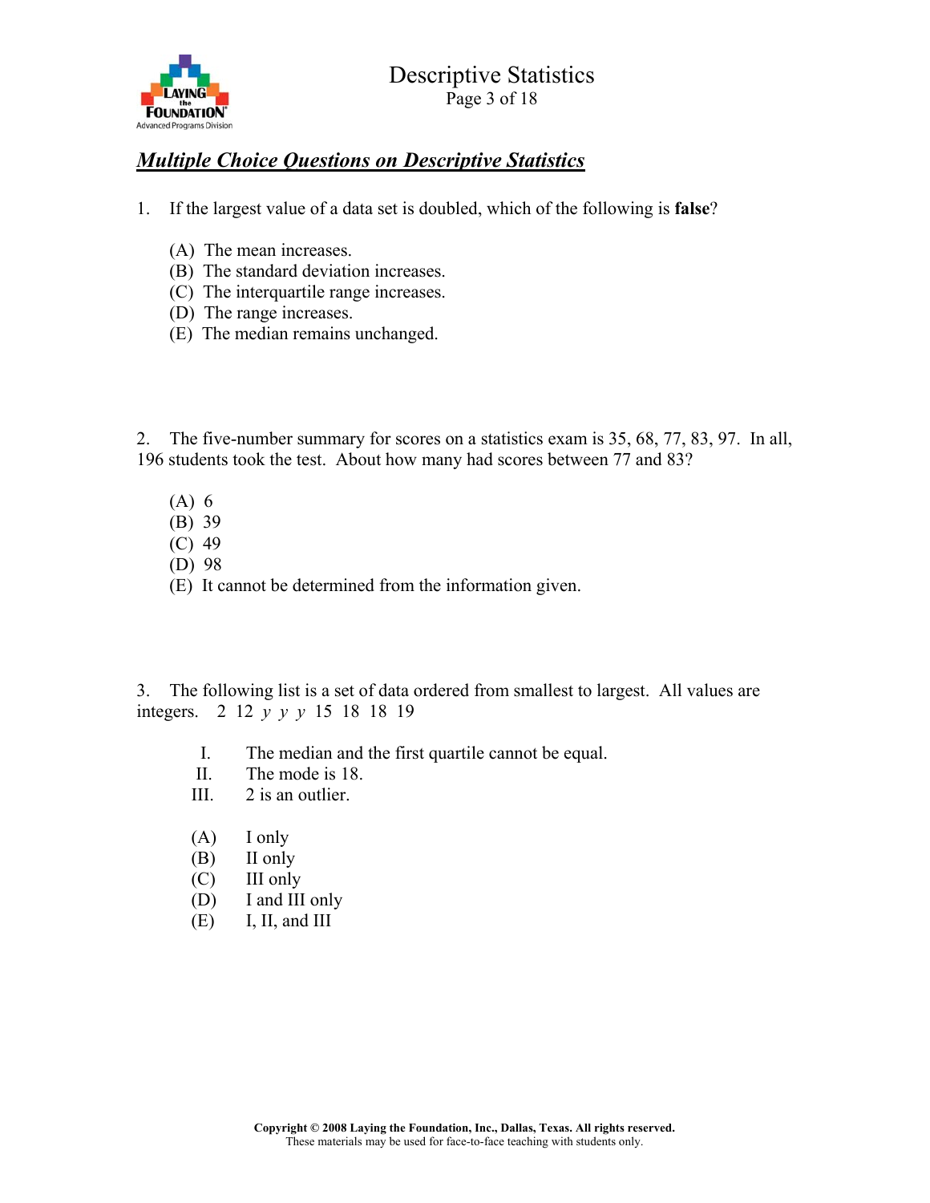## ***Multiple Choice Questions on Descriptive Statistics***

1. If the largest value of a data set is doubled, which of the following is **false**?

   (A) The mean increases.
   (B) The standard deviation increases.
   (C) The interquartile range increases.
   (D) The range increases.
   (E) The median remains unchanged.

2. The five-number summary for scores on a statistics exam is 35, 68, 77, 83, 97. In all, 196 students took the test. About how many had scores between 77 and 83?

   (A) 6
   (B) 39
   (C) 49
   (D) 98
   (E) It cannot be determined from the information given.

3. The following list is a set of data ordered from smallest to largest. All values are integers. 2 12 $y$ $y$ $y$ 15 18 18 19

   I. The median and the first quartile cannot be equal.
   II. The mode is 18.
   III. 2 is an outlier.

   (A) I only
   (B) II only
   (C) III only
   (D) I and III only
   (E) I, II, and III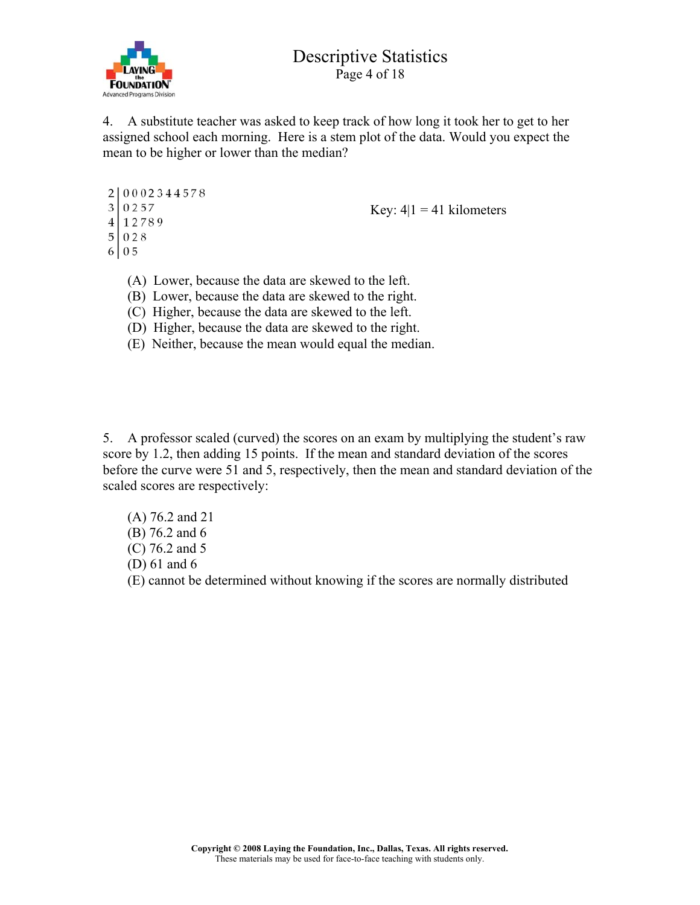4. A substitute teacher was asked to keep track of how long it took her to get to her assigned school each morning. Here is a stem plot of the data. Would you expect the mean to be higher or lower than the median?

```
2 | 0 0 0 2 3 4 4 5 7 8
3 | 0 2 5 7
4 | 1 2 7 8 9
5 | 0 2 8
6 | 0 5
```

Key: 4|1 = 41 kilometers

(A) Lower, because the data are skewed to the left.
(B) Lower, because the data are skewed to the right.
(C) Higher, because the data are skewed to the left.
(D) Higher, because the data are skewed to the right.
(E) Neither, because the mean would equal the median.

5. A professor scaled (curved) the scores on an exam by multiplying the student's raw score by 1.2, then adding 15 points. If the mean and standard deviation of the scores before the curve were 51 and 5, respectively, then the mean and standard deviation of the scaled scores are respectively:

(A) 76.2 and 21
(B) 76.2 and 6
(C) 76.2 and 5
(D) 61 and 6
(E) cannot be determined without knowing if the scores are normally distributed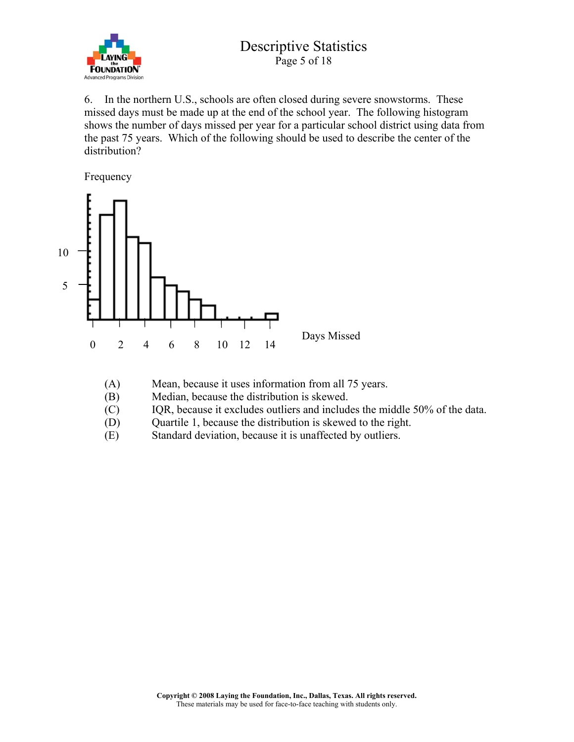6. In the northern U.S., schools are often closed during severe snowstorms. These missed days must be made up at the end of the school year. The following histogram shows the number of days missed per year for a particular school district using data from the past 75 years. Which of the following should be used to describe the center of the distribution?

Frequency

10

5

0 2 4 6 8 10 12 14

Days Missed

(A) Mean, because it uses information from all 75 years.
(B) Median, because the distribution is skewed.
(C) IQR, because it excludes outliers and includes the middle 50% of the data.
(D) Quartile 1, because the distribution is skewed to the right.
(E) Standard deviation, because it is unaffected by outliers.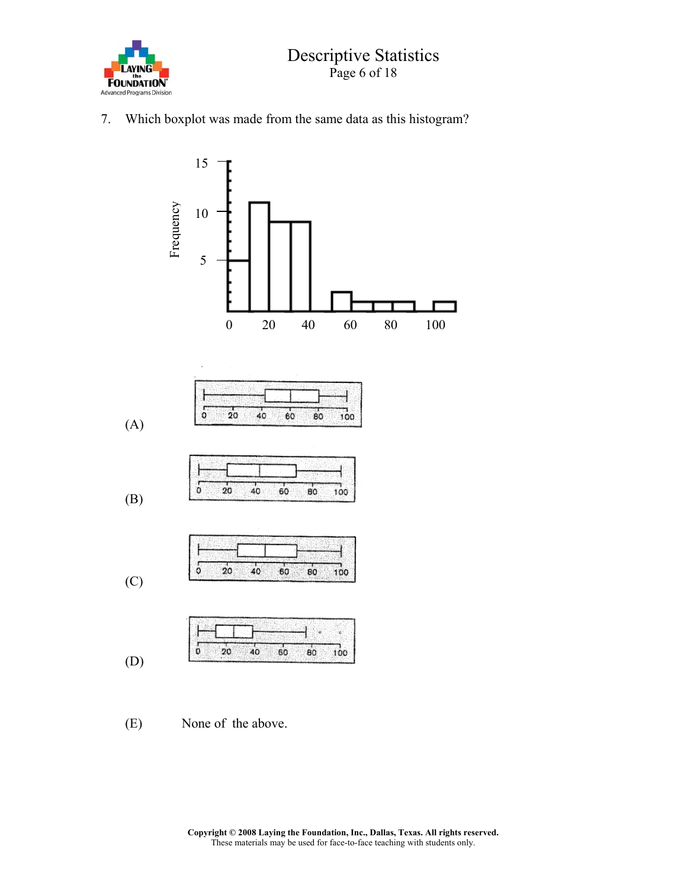7. Which boxplot was made from the same data as this histogram?

(A)

(B)

(C)

(D)

(E) None of the above.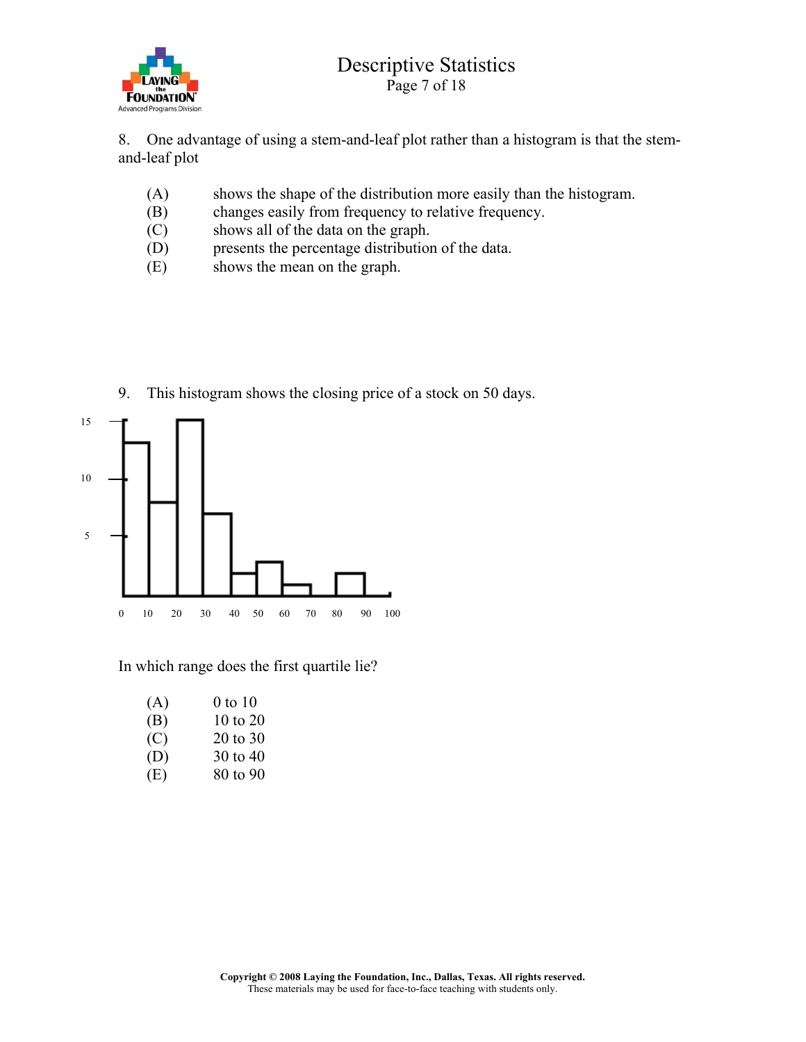8. One advantage of using a stem-and-leaf plot rather than a histogram is that the stem-and-leaf plot

(A) shows the shape of the distribution more easily than the histogram.
(B) changes easily from frequency to relative frequency.
(C) shows all of the data on the graph.
(D) presents the percentage distribution of the data.
(E) shows the mean on the graph.

9. This histogram shows the closing price of a stock on 50 days.

In which range does the first quartile lie?

(A) 0 to 10
(B) 10 to 20
(C) 20 to 30
(D) 30 to 40
(E) 80 to 90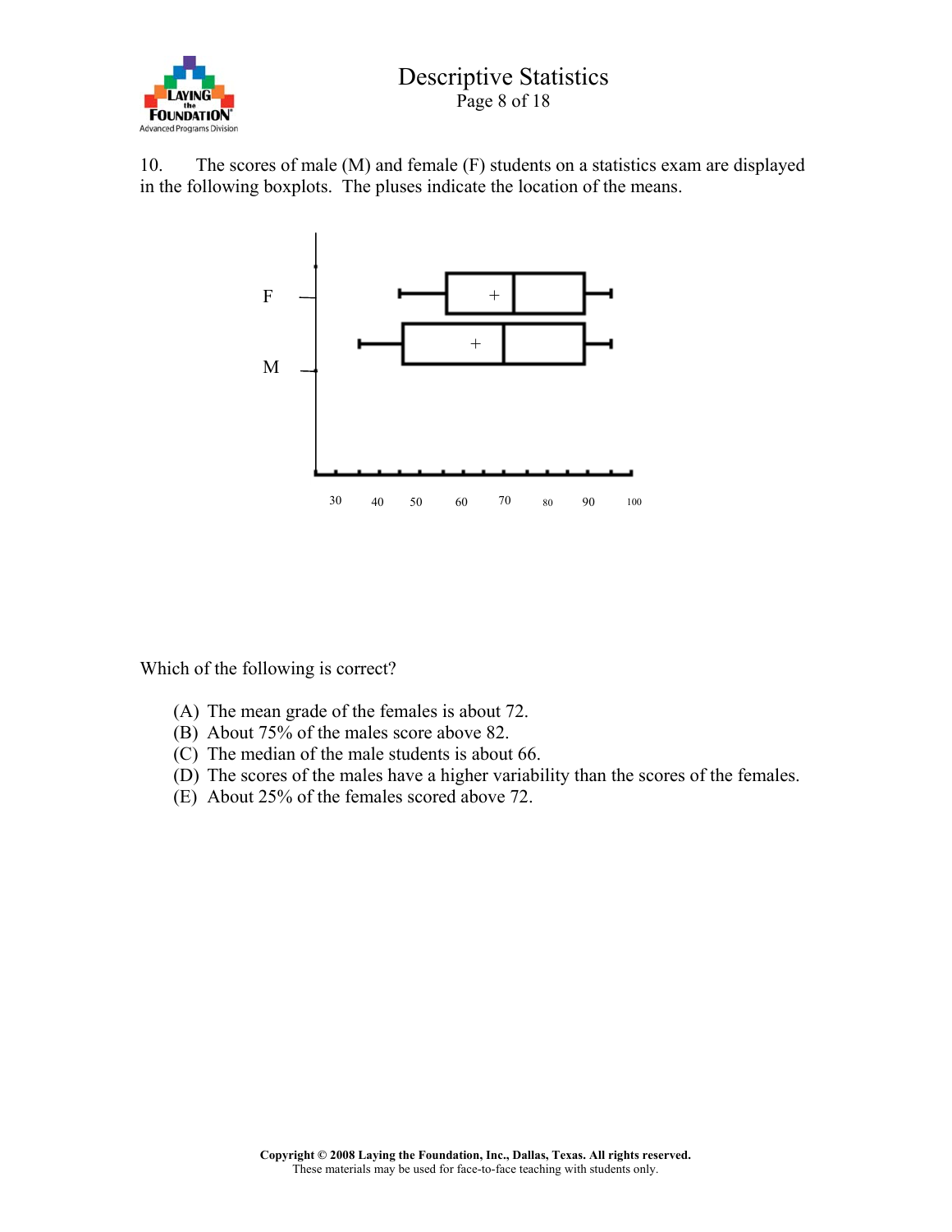10. The scores of male (M) and female (F) students on a statistics exam are displayed in the following boxplots. The pluses indicate the location of the means.

Which of the following is correct?

(A) The mean grade of the females is about 72.
(B) About 75% of the males score above 82.
(C) The median of the male students is about 66.
(D) The scores of the males have a higher variability than the scores of the females.
(E) About 25% of the females scored above 72.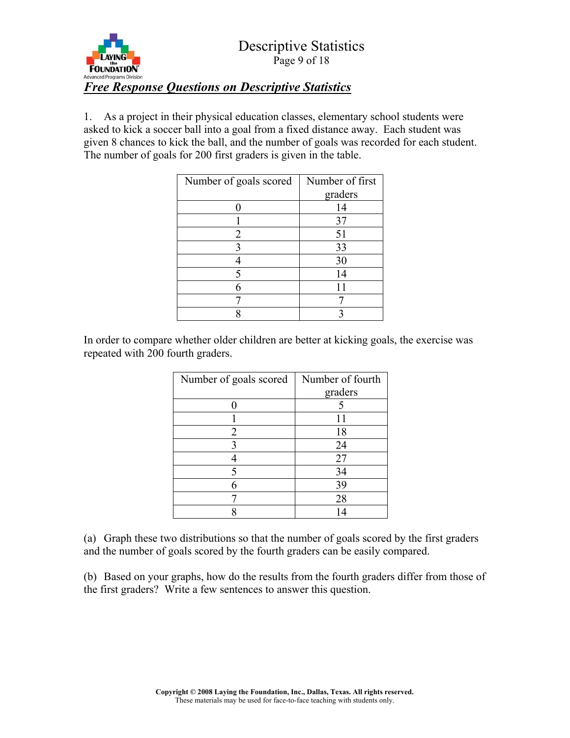## *Free Response Questions on Descriptive Statistics*

1. As a project in their physical education classes, elementary school students were asked to kick a soccer ball into a goal from a fixed distance away. Each student was given 8 chances to kick the ball, and the number of goals was recorded for each student. The number of goals for 200 first graders is given in the table.

| Number of goals scored | Number of first graders |
|---|---|
| 0 | 14 |
| 1 | 37 |
| 2 | 51 |
| 3 | 33 |
| 4 | 30 |
| 5 | 14 |
| 6 | 11 |
| 7 | 7 |
| 8 | 3 |

In order to compare whether older children are better at kicking goals, the exercise was repeated with 200 fourth graders.

| Number of goals scored | Number of fourth graders |
|---|---|
| 0 | 5 |
| 1 | 11 |
| 2 | 18 |
| 3 | 24 |
| 4 | 27 |
| 5 | 34 |
| 6 | 39 |
| 7 | 28 |
| 8 | 14 |

(a) Graph these two distributions so that the number of goals scored by the first graders and the number of goals scored by the fourth graders can be easily compared.

(b) Based on your graphs, how do the results from the fourth graders differ from those of the first graders? Write a few sentences to answer this question.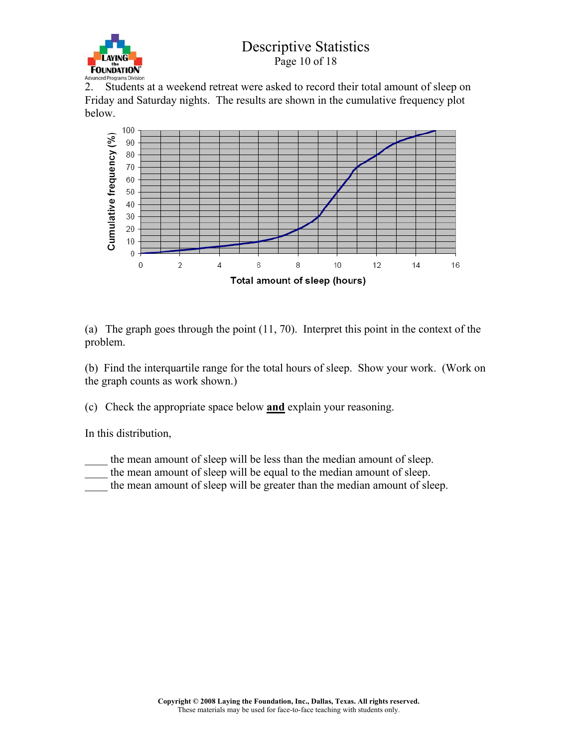2. Students at a weekend retreat were asked to record their total amount of sleep on Friday and Saturday nights. The results are shown in the cumulative frequency plot below.

(a) The graph goes through the point (11, 70). Interpret this point in the context of the problem.

(b) Find the interquartile range for the total hours of sleep. Show your work. (Work on the graph counts as work shown.)

(c) Check the appropriate space below **and** explain your reasoning.

In this distribution,

____ the mean amount of sleep will be less than the median amount of sleep.
____ the mean amount of sleep will be equal to the median amount of sleep.
____ the mean amount of sleep will be greater than the median amount of sleep.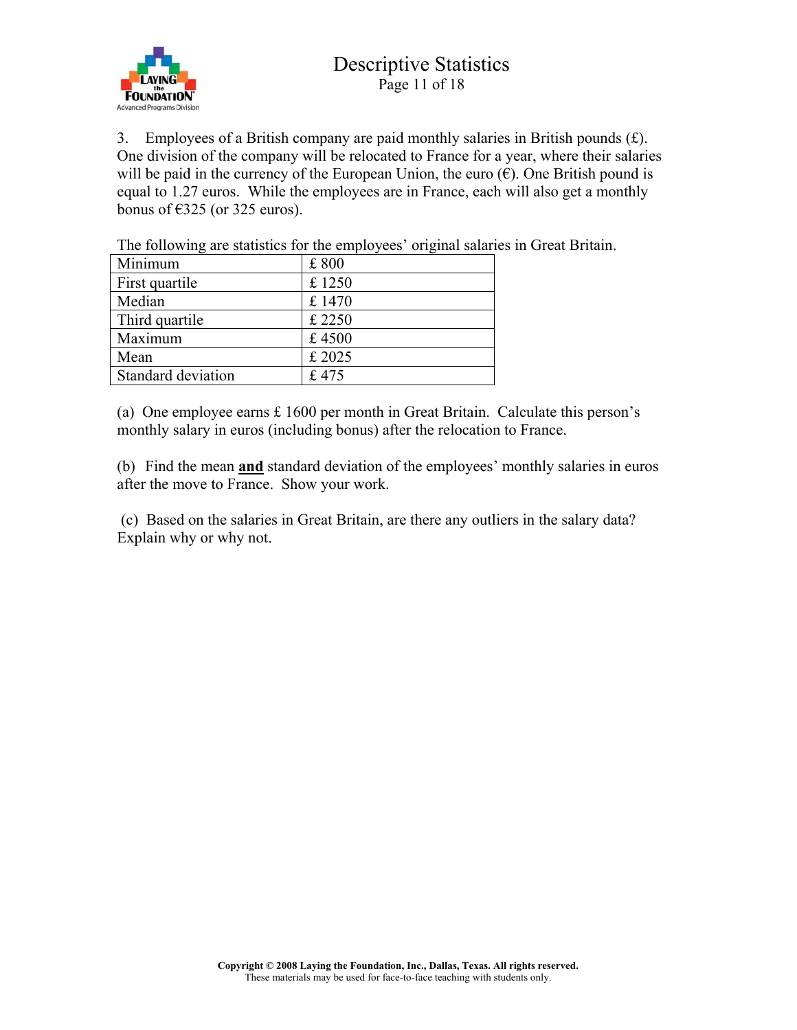3. Employees of a British company are paid monthly salaries in British pounds (£). One division of the company will be relocated to France for a year, where their salaries will be paid in the currency of the European Union, the euro (€). One British pound is equal to 1.27 euros. While the employees are in France, each will also get a monthly bonus of €325 (or 325 euros).

The following are statistics for the employees' original salaries in Great Britain.

| Minimum | £ 800 |
|---|---|
| First quartile | £ 1250 |
| Median | £ 1470 |
| Third quartile | £ 2250 |
| Maximum | £ 4500 |
| Mean | £ 2025 |
| Standard deviation | £ 475 |

(a) One employee earns £ 1600 per month in Great Britain. Calculate this person's monthly salary in euros (including bonus) after the relocation to France.

(b) Find the mean **and** standard deviation of the employees' monthly salaries in euros after the move to France. Show your work.

(c) Based on the salaries in Great Britain, are there any outliers in the salary data? Explain why or why not.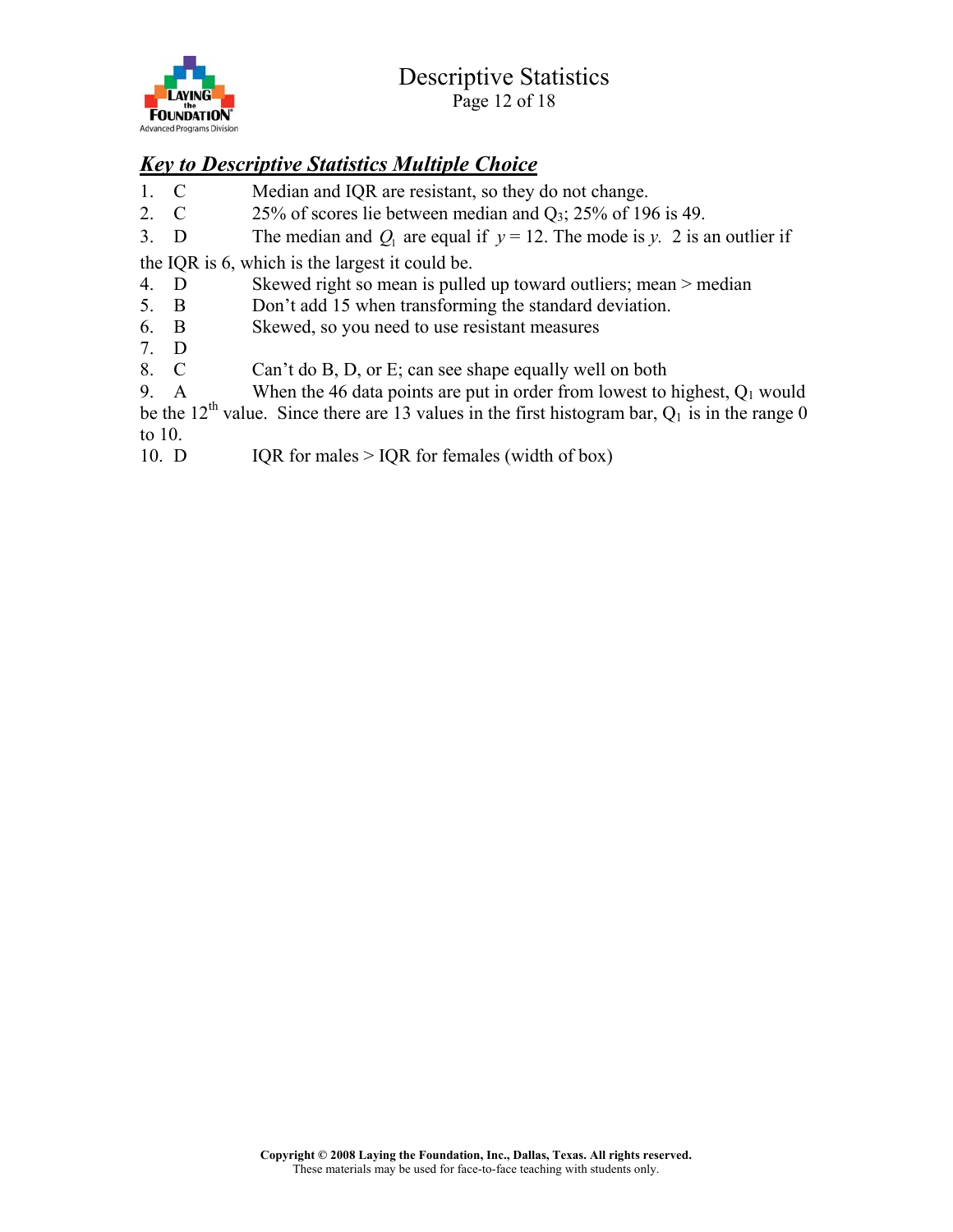## ***Key to Descriptive Statistics Multiple Choice***

1. C Median and IQR are resistant, so they do not change.
2. C 25% of scores lie between median and $Q_3$; 25% of 196 is 49.
3. D The median and $Q_1$ are equal if $y = 12$. The mode is $y$. 2 is an outlier if the IQR is 6, which is the largest it could be.
4. D Skewed right so mean is pulled up toward outliers; mean > median
5. B Don't add 15 when transforming the standard deviation.
6. B Skewed, so you need to use resistant measures
7. D
8. C Can't do B, D, or E; can see shape equally well on both
9. A When the 46 data points are put in order from lowest to highest, $Q_1$ would be the $12^{th}$ value. Since there are 13 values in the first histogram bar, $Q_1$ is in the range 0 to 10.
10. D IQR for males > IQR for females (width of box)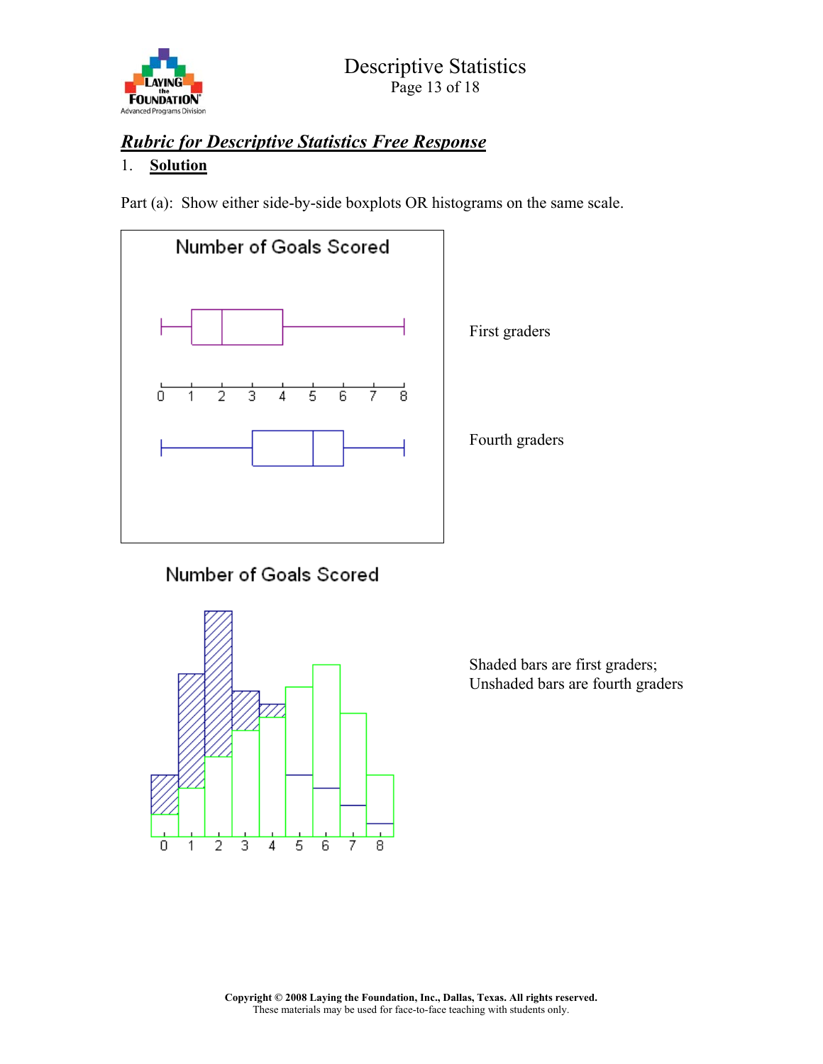## *Rubric for Descriptive Statistics Free Response*

1. **Solution**

Part (a): Show either side-by-side boxplots OR histograms on the same scale.

Number of Goals Scored

First graders

Fourth graders

Number of Goals Scored

Shaded bars are first graders;
Unshaded bars are fourth graders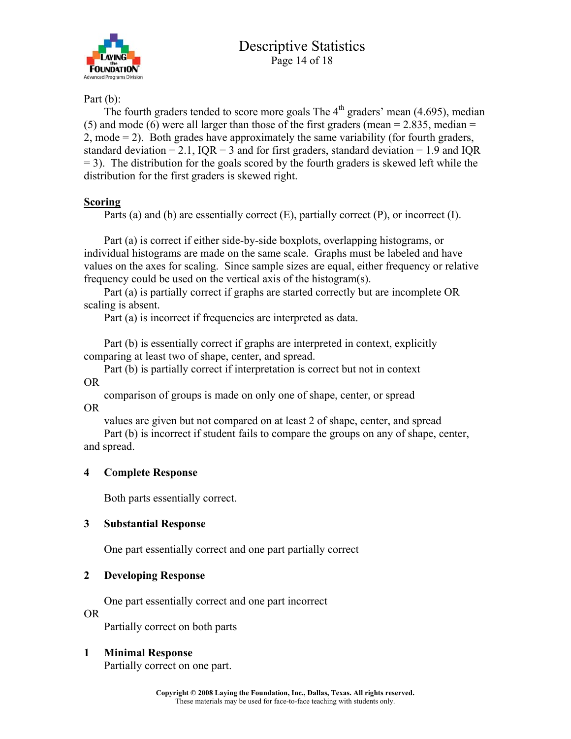Part (b):

The fourth graders tended to score more goals The 4th graders' mean (4.695), median (5) and mode (6) were all larger than those of the first graders (mean = 2.835, median = 2, mode = 2). Both grades have approximately the same variability (for fourth graders, standard deviation = 2.1, IQR = 3 and for first graders, standard deviation = 1.9 and IQR = 3). The distribution for the goals scored by the fourth graders is skewed left while the distribution for the first graders is skewed right.

**Scoring**

Parts (a) and (b) are essentially correct (E), partially correct (P), or incorrect (I).

Part (a) is correct if either side-by-side boxplots, overlapping histograms, or individual histograms are made on the same scale. Graphs must be labeled and have values on the axes for scaling. Since sample sizes are equal, either frequency or relative frequency could be used on the vertical axis of the histogram(s).

Part (a) is partially correct if graphs are started correctly but are incomplete OR scaling is absent.

Part (a) is incorrect if frequencies are interpreted as data.

Part (b) is essentially correct if graphs are interpreted in context, explicitly comparing at least two of shape, center, and spread.

Part (b) is partially correct if interpretation is correct but not in context

OR

comparison of groups is made on only one of shape, center, or spread

OR

values are given but not compared on at least 2 of shape, center, and spread

Part (b) is incorrect if student fails to compare the groups on any of shape, center, and spread.

**4 Complete Response**

Both parts essentially correct.

**3 Substantial Response**

One part essentially correct and one part partially correct

**2 Developing Response**

One part essentially correct and one part incorrect

OR

Partially correct on both parts

**1 Minimal Response**

Partially correct on one part.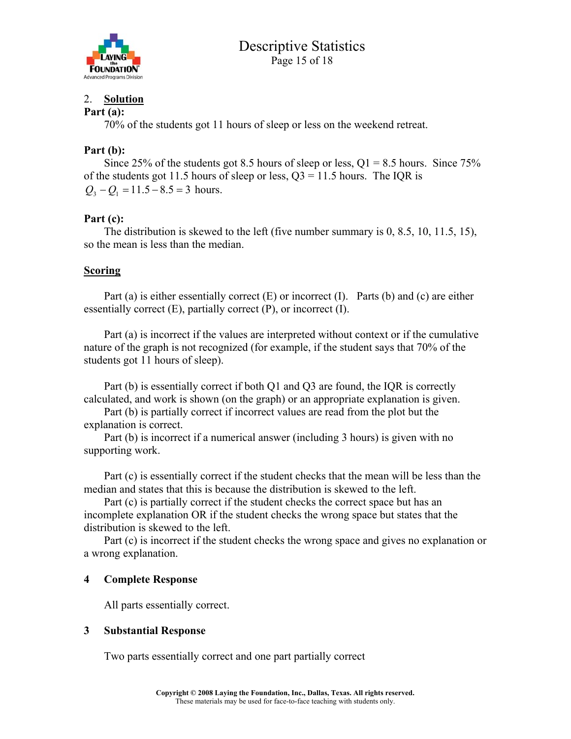2. **Solution**

**Part (a):**

70% of the students got 11 hours of sleep or less on the weekend retreat.

**Part (b):**

Since 25% of the students got 8.5 hours of sleep or less, Q1 = 8.5 hours. Since 75% of the students got 11.5 hours of sleep or less, Q3 = 11.5 hours. The IQR is $Q_3 - Q_1 = 11.5 - 8.5 = 3$ hours.

**Part (c):**

The distribution is skewed to the left (five number summary is 0, 8.5, 10, 11.5, 15), so the mean is less than the median.

**Scoring**

Part (a) is either essentially correct (E) or incorrect (I). Parts (b) and (c) are either essentially correct (E), partially correct (P), or incorrect (I).

Part (a) is incorrect if the values are interpreted without context or if the cumulative nature of the graph is not recognized (for example, if the student says that 70% of the students got 11 hours of sleep).

Part (b) is essentially correct if both Q1 and Q3 are found, the IQR is correctly calculated, and work is shown (on the graph) or an appropriate explanation is given.

Part (b) is partially correct if incorrect values are read from the plot but the explanation is correct.

Part (b) is incorrect if a numerical answer (including 3 hours) is given with no supporting work.

Part (c) is essentially correct if the student checks that the mean will be less than the median and states that this is because the distribution is skewed to the left.

Part (c) is partially correct if the student checks the correct space but has an incomplete explanation OR if the student checks the wrong space but states that the distribution is skewed to the left.

Part (c) is incorrect if the student checks the wrong space and gives no explanation or a wrong explanation.

**4 Complete Response**

All parts essentially correct.

**3 Substantial Response**

Two parts essentially correct and one part partially correct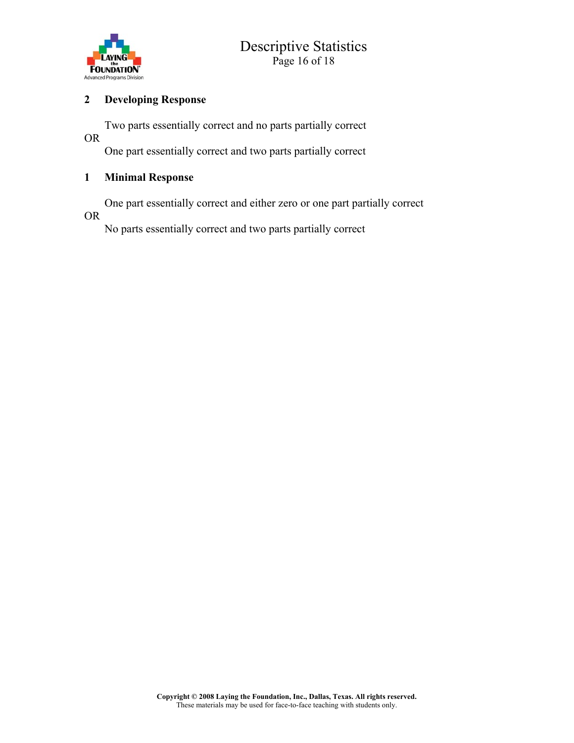**2 Developing Response**

Two parts essentially correct and no parts partially correct

OR

One part essentially correct and two parts partially correct

**1 Minimal Response**

One part essentially correct and either zero or one part partially correct

OR

No parts essentially correct and two parts partially correct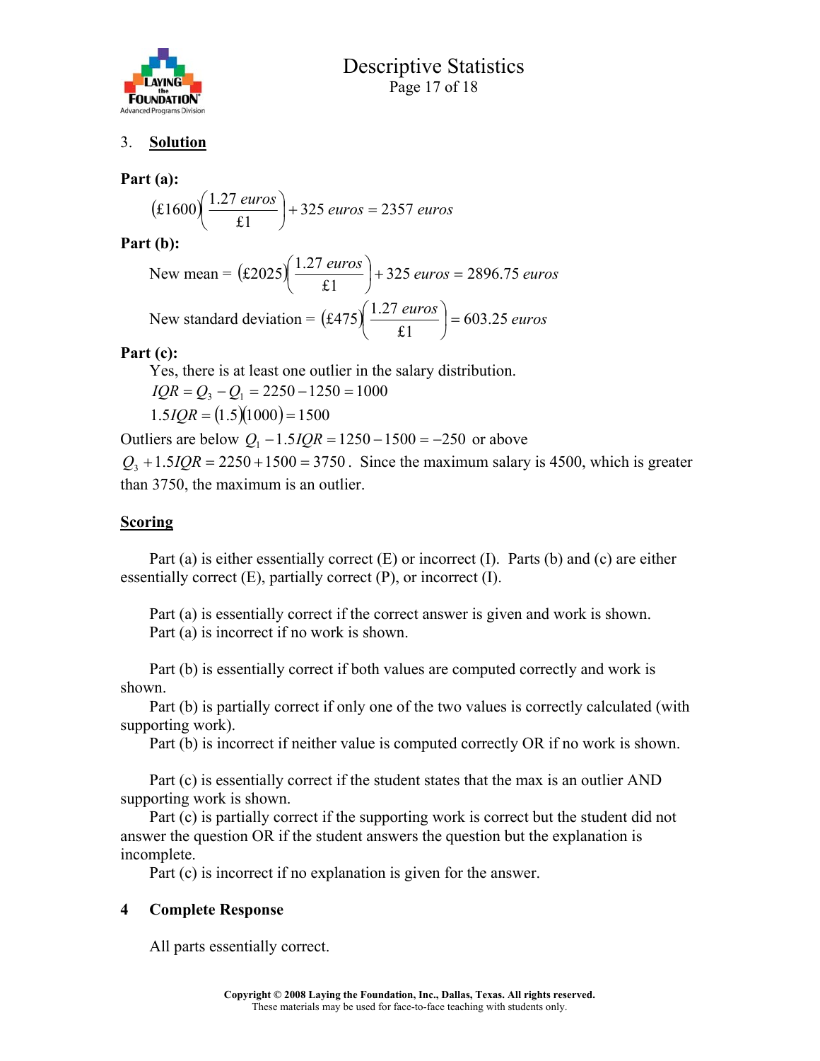3. **Solution**

**Part (a):**

$$(\pounds 1600)\left(\frac{1.27\ euros}{\pounds 1}\right) + 325\ euros = 2357\ euros$$

**Part (b):**

$$\text{New mean} = (\pounds 2025)\left(\frac{1.27\ euros}{\pounds 1}\right) + 325\ euros = 2896.75\ euros$$

$$\text{New standard deviation} = (\pounds 475)\left(\frac{1.27\ euros}{\pounds 1}\right) = 603.25\ euros$$

**Part (c):**

Yes, there is at least one outlier in the salary distribution.

$IQR = Q_3 - Q_1 = 2250 - 1250 = 1000$

$1.5IQR = (1.5)(1000) = 1500$

Outliers are below $Q_1 - 1.5IQR = 1250 - 1500 = -250$ or above $Q_3 + 1.5IQR = 2250 + 1500 = 3750$. Since the maximum salary is 4500, which is greater than 3750, the maximum is an outlier.

**Scoring**

Part (a) is either essentially correct (E) or incorrect (I). Parts (b) and (c) are either essentially correct (E), partially correct (P), or incorrect (I).

Part (a) is essentially correct if the correct answer is given and work is shown.
Part (a) is incorrect if no work is shown.

Part (b) is essentially correct if both values are computed correctly and work is shown.
Part (b) is partially correct if only one of the two values is correctly calculated (with supporting work).
Part (b) is incorrect if neither value is computed correctly OR if no work is shown.

Part (c) is essentially correct if the student states that the max is an outlier AND supporting work is shown.
Part (c) is partially correct if the supporting work is correct but the student did not answer the question OR if the student answers the question but the explanation is incomplete.
Part (c) is incorrect if no explanation is given for the answer.

**4 Complete Response**

All parts essentially correct.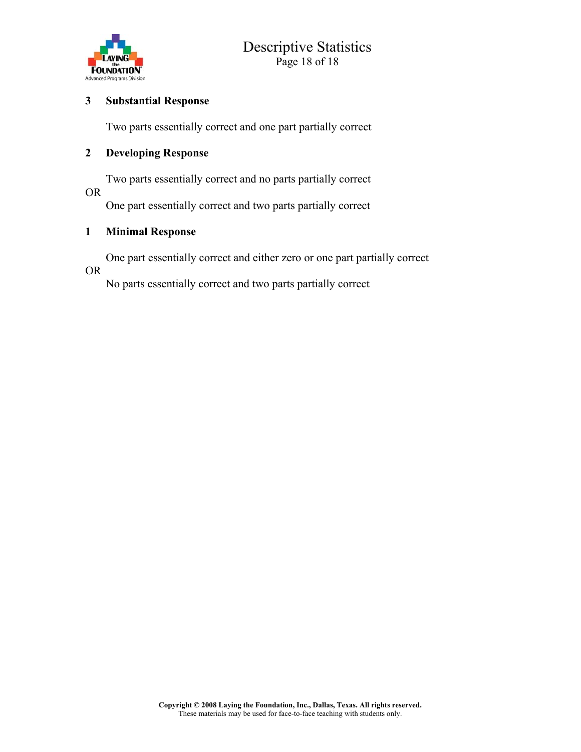**3 Substantial Response**

Two parts essentially correct and one part partially correct

**2 Developing Response**

Two parts essentially correct and no parts partially correct

OR

One part essentially correct and two parts partially correct

**1 Minimal Response**

One part essentially correct and either zero or one part partially correct

OR

No parts essentially correct and two parts partially correct

**Copyright © 2008 Laying the Foundation, Inc., Dallas, Texas. All rights reserved.**
These materials may be used for face-to-face teaching with students only.